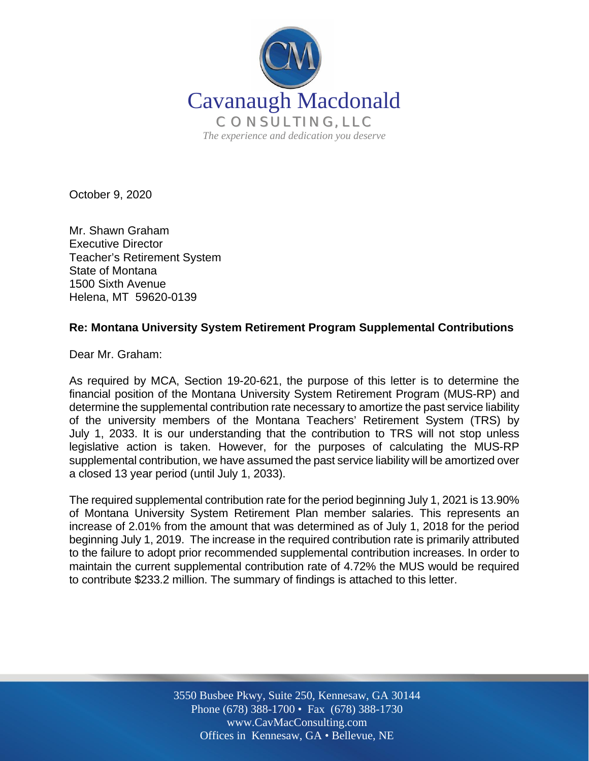Cavanaugh Macdonald

CONSULTING, LLC

*The experience and dedication you deserve*

October 9, 2020

Mr. Shawn Graham
Executive Director
Teacher's Retirement System
State of Montana
1500 Sixth Avenue
Helena, MT 59620-0139

**Re: Montana University System Retirement Program Supplemental Contributions**

Dear Mr. Graham:

As required by MCA, Section 19-20-621, the purpose of this letter is to determine the financial position of the Montana University System Retirement Program (MUS-RP) and determine the supplemental contribution rate necessary to amortize the past service liability of the university members of the Montana Teachers' Retirement System (TRS) by July 1, 2033. It is our understanding that the contribution to TRS will not stop unless legislative action is taken. However, for the purposes of calculating the MUS-RP supplemental contribution, we have assumed the past service liability will be amortized over a closed 13 year period (until July 1, 2033).

The required supplemental contribution rate for the period beginning July 1, 2021 is 13.90% of Montana University System Retirement Plan member salaries. This represents an increase of 2.01% from the amount that was determined as of July 1, 2018 for the period beginning July 1, 2019. The increase in the required contribution rate is primarily attributed to the failure to adopt prior recommended supplemental contribution increases. In order to maintain the current supplemental contribution rate of 4.72% the MUS would be required to contribute $233.2 million. The summary of findings is attached to this letter.

3550 Busbee Pkwy, Suite 250, Kennesaw, GA 30144
Phone (678) 388-1700 • Fax (678) 388-1730
www.CavMacConsulting.com
Offices in Kennesaw, GA • Bellevue, NE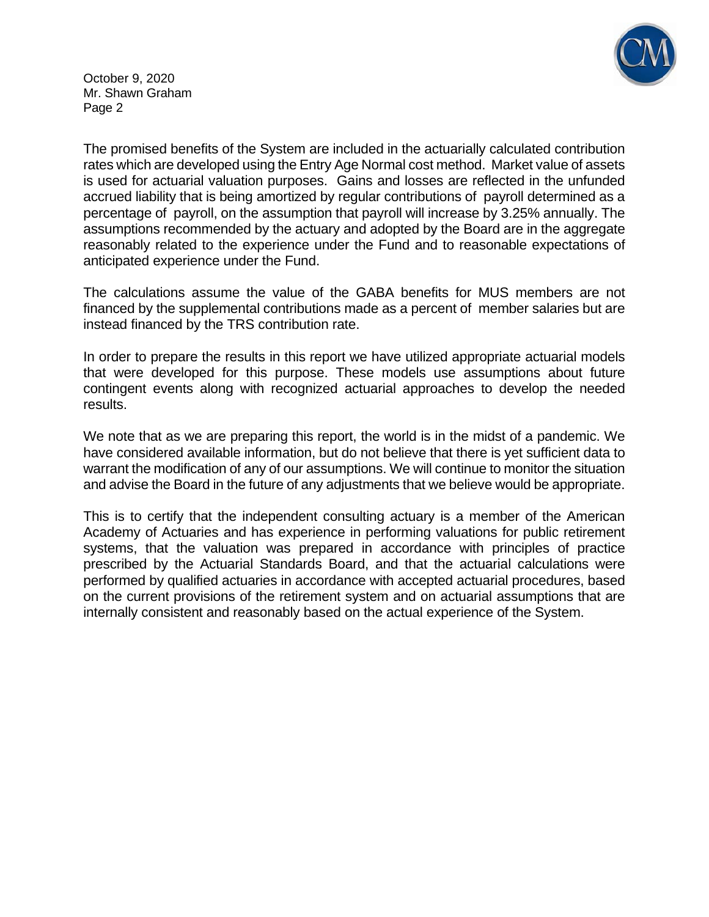The promised benefits of the System are included in the actuarially calculated contribution rates which are developed using the Entry Age Normal cost method. Market value of assets is used for actuarial valuation purposes. Gains and losses are reflected in the unfunded accrued liability that is being amortized by regular contributions of payroll determined as a percentage of payroll, on the assumption that payroll will increase by 3.25% annually. The assumptions recommended by the actuary and adopted by the Board are in the aggregate reasonably related to the experience under the Fund and to reasonable expectations of anticipated experience under the Fund.

The calculations assume the value of the GABA benefits for MUS members are not financed by the supplemental contributions made as a percent of member salaries but are instead financed by the TRS contribution rate.

In order to prepare the results in this report we have utilized appropriate actuarial models that were developed for this purpose. These models use assumptions about future contingent events along with recognized actuarial approaches to develop the needed results.

We note that as we are preparing this report, the world is in the midst of a pandemic. We have considered available information, but do not believe that there is yet sufficient data to warrant the modification of any of our assumptions. We will continue to monitor the situation and advise the Board in the future of any adjustments that we believe would be appropriate.

This is to certify that the independent consulting actuary is a member of the American Academy of Actuaries and has experience in performing valuations for public retirement systems, that the valuation was prepared in accordance with principles of practice prescribed by the Actuarial Standards Board, and that the actuarial calculations were performed by qualified actuaries in accordance with accepted actuarial procedures, based on the current provisions of the retirement system and on actuarial assumptions that are internally consistent and reasonably based on the actual experience of the System.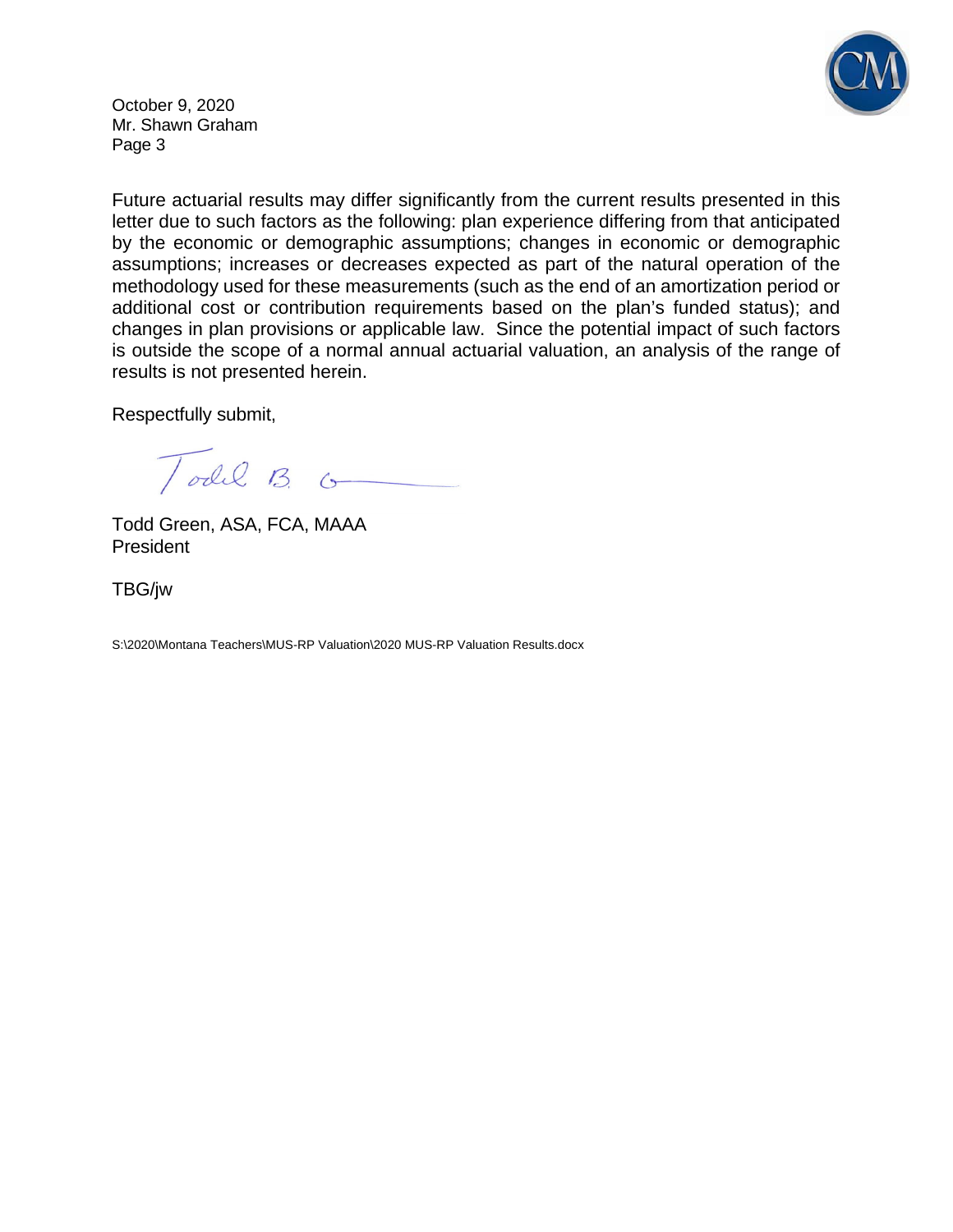Future actuarial results may differ significantly from the current results presented in this letter due to such factors as the following: plan experience differing from that anticipated by the economic or demographic assumptions; changes in economic or demographic assumptions; increases or decreases expected as part of the natural operation of the methodology used for these measurements (such as the end of an amortization period or additional cost or contribution requirements based on the plan's funded status); and changes in plan provisions or applicable law. Since the potential impact of such factors is outside the scope of a normal annual actuarial valuation, an analysis of the range of results is not presented herein.

Respectfully submit,

Todd Green, ASA, FCA, MAAA
President

TBG/jw

S:\2020\Montana Teachers\MUS-RP Valuation\2020 MUS-RP Valuation Results.docx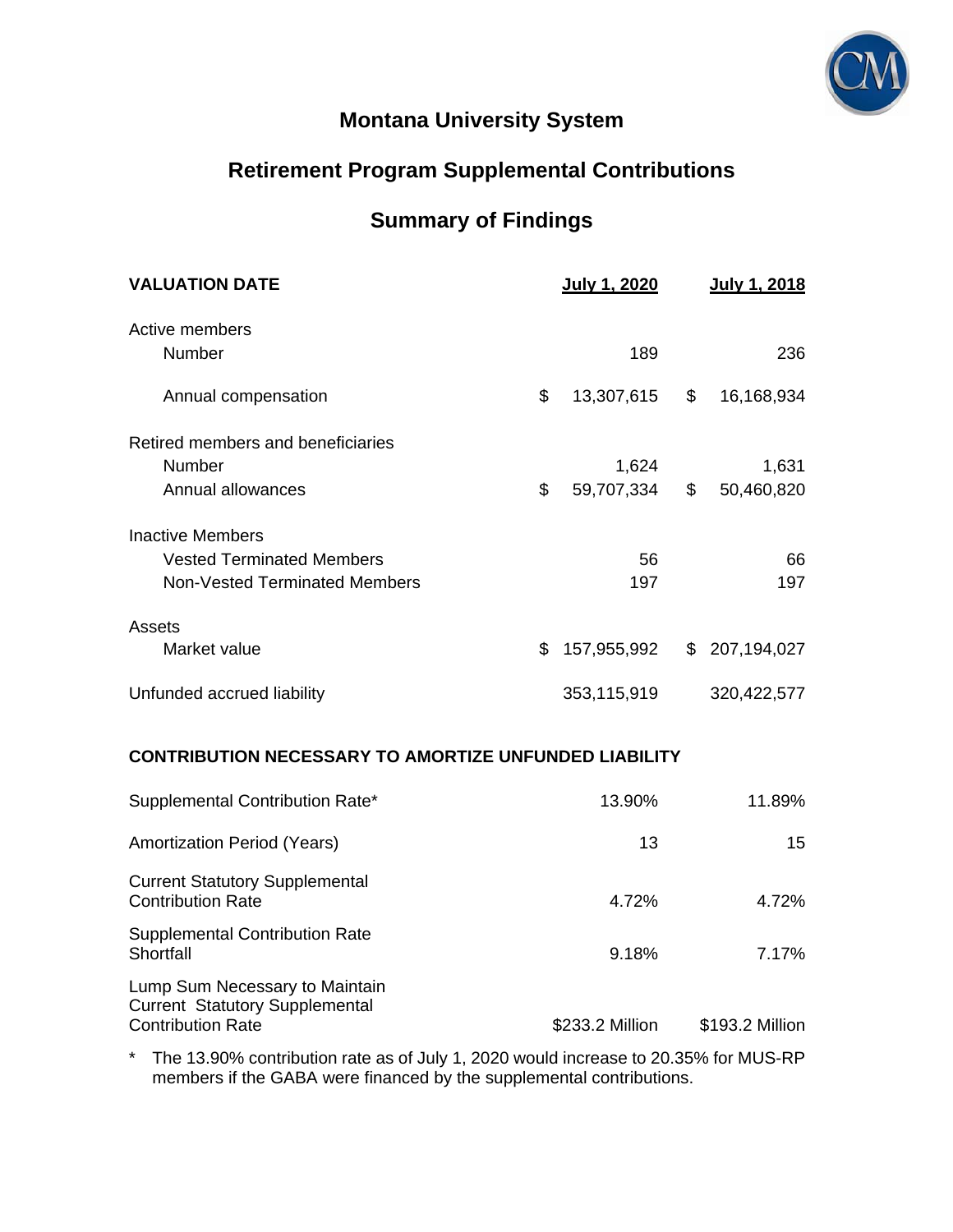# Montana University System

## Retirement Program Supplemental Contributions

## Summary of Findings

| VALUATION DATE | July 1, 2020 | July 1, 2018 |
|---|---|---|
| Active members | | |
| Number | 189 | 236 |
| Annual compensation | $ 13,307,615 | $ 16,168,934 |
| Retired members and beneficiaries | | |
| Number | 1,624 | 1,631 |
| Annual allowances | $ 59,707,334 | $ 50,460,820 |
| Inactive Members | | |
| Vested Terminated Members | 56 | 66 |
| Non-Vested Terminated Members | 197 | 197 |
| Assets | | |
| Market value | $ 157,955,992 | $ 207,194,027 |
| Unfunded accrued liability | 353,115,919 | 320,422,577 |

**CONTRIBUTION NECESSARY TO AMORTIZE UNFUNDED LIABILITY**

| | July 1, 2020 | July 1, 2018 |
|---|---|---|
| Supplemental Contribution Rate* | 13.90% | 11.89% |
| Amortization Period (Years) | 13 | 15 |
| Current Statutory Supplemental Contribution Rate | 4.72% | 4.72% |
| Supplemental Contribution Rate Shortfall | 9.18% | 7.17% |
| Lump Sum Necessary to Maintain Current Statutory Supplemental Contribution Rate | $233.2 Million | $193.2 Million |

* The 13.90% contribution rate as of July 1, 2020 would increase to 20.35% for MUS-RP members if the GABA were financed by the supplemental contributions.